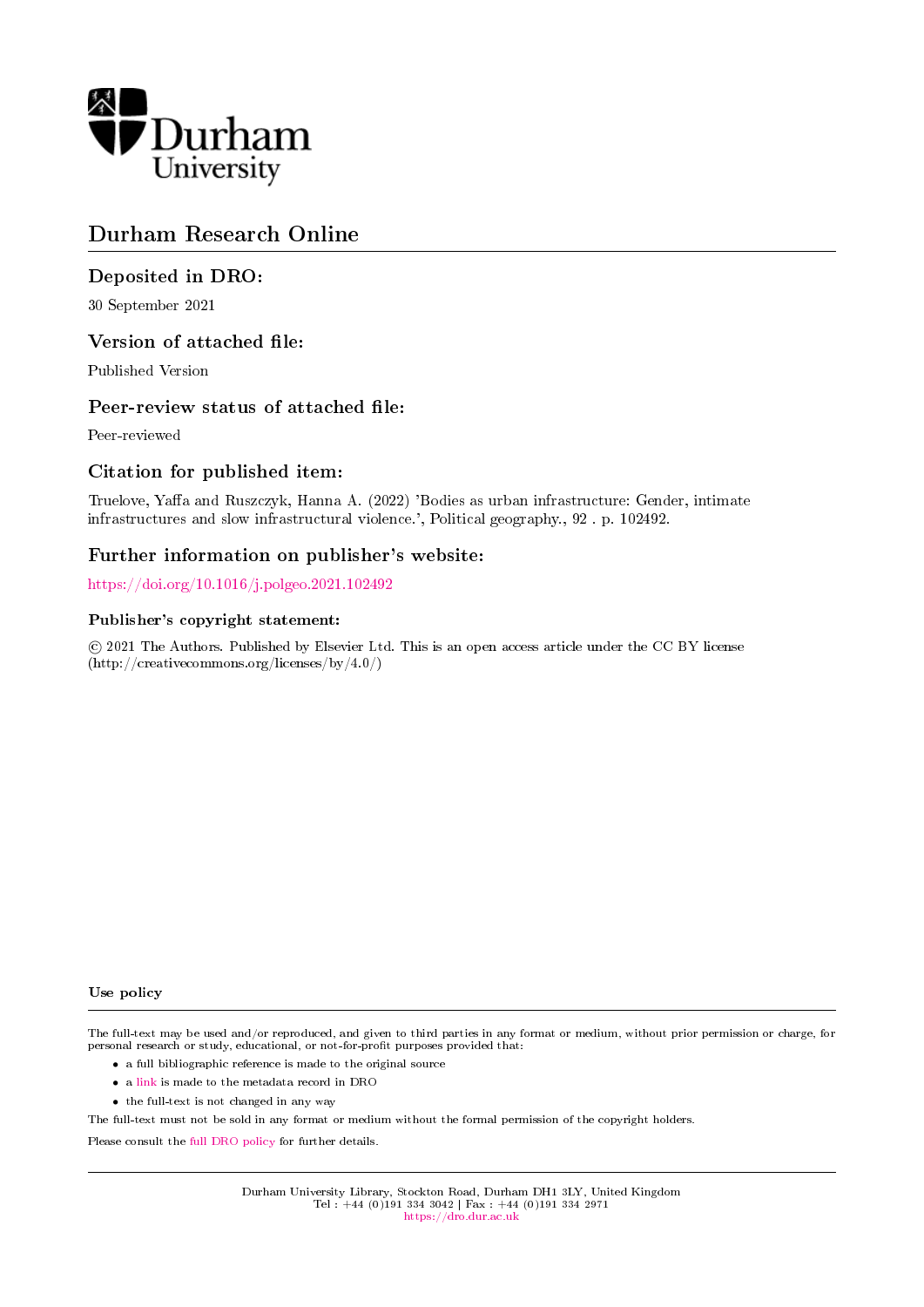Durham University

# Durham Research Online

## Deposited in DRO:

30 September 2021

## Version of attached file:

Published Version

## Peer-review status of attached file:

Peer-reviewed

## Citation for published item:

Truelove, Yaffa and Ruszczyk, Hanna A. (2022) 'Bodies as urban infrastructure: Gender, intimate infrastructures and slow infrastructural violence.', Political geography., 92 . p. 102492.

## Further information on publisher's website:

https://doi.org/10.1016/j.polgeo.2021.102492

### Publisher's copyright statement:

© 2021 The Authors. Published by Elsevier Ltd. This is an open access article under the CC BY license (http://creativecommons.org/licenses/by/4.0/)

### Use policy

The full-text may be used and/or reproduced, and given to third parties in any format or medium, without prior permission or charge, for personal research or study, educational, or not-for-profit purposes provided that:

- a full bibliographic reference is made to the original source
- a link is made to the metadata record in DRO
- the full-text is not changed in any way

The full-text must not be sold in any format or medium without the formal permission of the copyright holders.

Please consult the full DRO policy for further details.

Durham University Library, Stockton Road, Durham DH1 3LY, United Kingdom
Tel : +44 (0)191 334 3042 | Fax : +44 (0)191 334 2971
https://dro.dur.ac.uk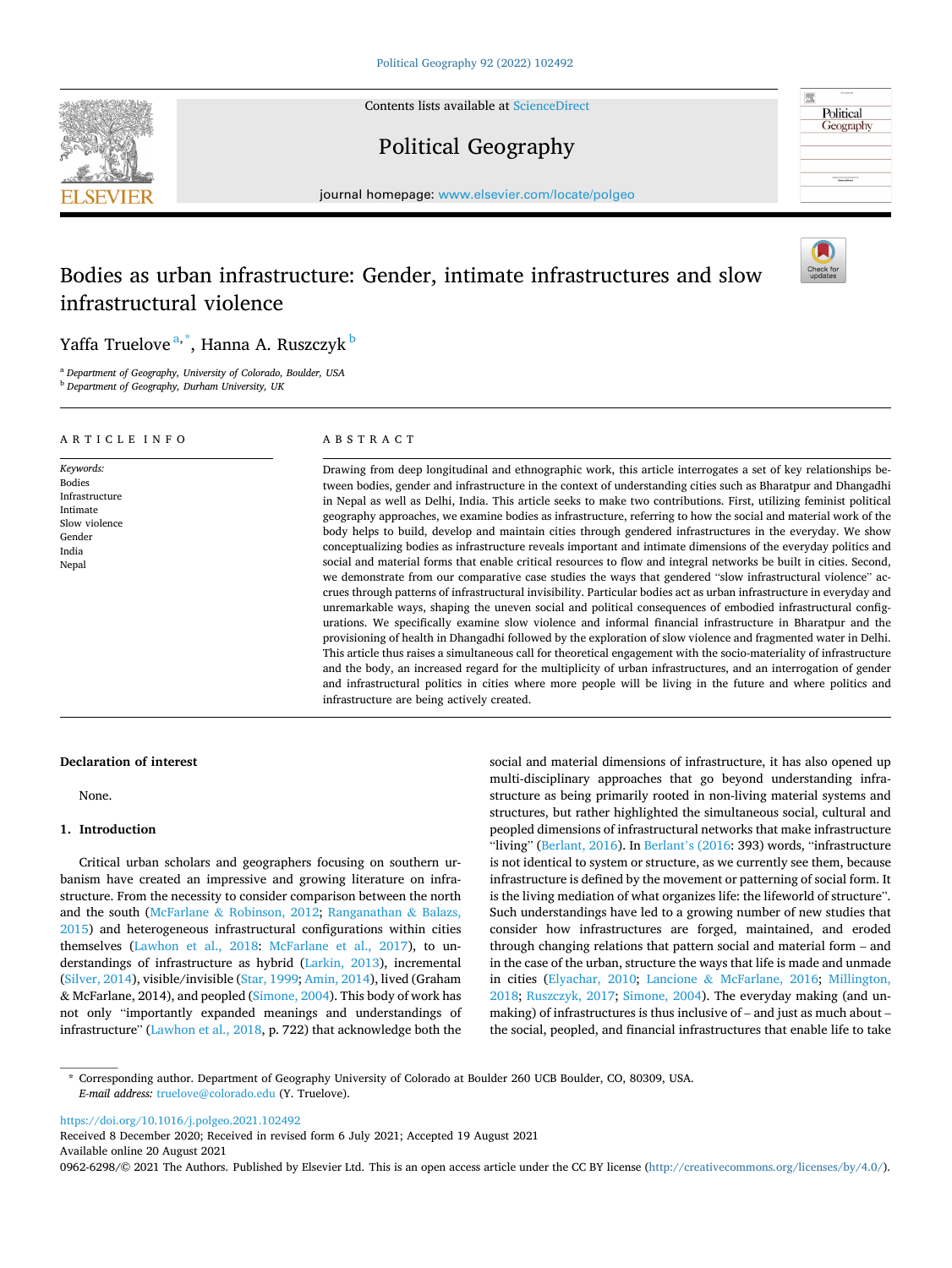# Bodies as urban infrastructure: Gender, intimate infrastructures and slow infrastructural violence

Yaffa Truelove [a,*], Hanna A. Ruszczyk [b]

[a] Department of Geography, University of Colorado, Boulder, USA

[b] Department of Geography, Durham University, UK

## ARTICLE INFO

*Keywords:*
Bodies
Infrastructure
Intimate
Slow violence
Gender
India
Nepal

## ABSTRACT

Drawing from deep longitudinal and ethnographic work, this article interrogates a set of key relationships between bodies, gender and infrastructure in the context of understanding cities such as Bharatpur and Dhangadhi in Nepal as well as Delhi, India. This article seeks to make two contributions. First, utilizing feminist political geography approaches, we examine bodies as infrastructure, referring to how the social and material work of the body helps to build, develop and maintain cities through gendered infrastructures in the everyday. We show conceptualizing bodies as infrastructure reveals important and intimate dimensions of the everyday politics and social and material forms that enable critical resources to flow and integral networks be built in cities. Second, we demonstrate from our comparative case studies the ways that gendered "slow infrastructural violence" accrues through patterns of infrastructural invisibility. Particular bodies act as urban infrastructure in everyday and unremarkable ways, shaping the uneven social and political consequences of embodied infrastructural configurations. We specifically examine slow violence and informal financial infrastructure in Bharatpur and the provisioning of health in Dhangadhi followed by the exploration of slow violence and fragmented water in Delhi. This article thus raises a simultaneous call for theoretical engagement with the socio-materiality of infrastructure and the body, an increased regard for the multiplicity of urban infrastructures, and an interrogation of gender and infrastructural politics in cities where more people will be living in the future and where politics and infrastructure are being actively created.

## Declaration of interest

None.

## 1. Introduction

Critical urban scholars and geographers focusing on southern urbanism have created an impressive and growing literature on infrastructure. From the necessity to consider comparison between the north and the south (McFarlane & Robinson, 2012; Ranganathan & Balazs, 2015) and heterogeneous infrastructural configurations within cities themselves (Lawhon et al., 2018: McFarlane et al., 2017), to understandings of infrastructure as hybrid (Larkin, 2013), incremental (Silver, 2014), visible/invisible (Star, 1999; Amin, 2014), lived (Graham & McFarlane, 2014), and peopled (Simone, 2004). This body of work has not only "importantly expanded meanings and understandings of infrastructure" (Lawhon et al., 2018, p. 722) that acknowledge both the social and material dimensions of infrastructure, it has also opened up multi-disciplinary approaches that go beyond understanding infrastructure as being primarily rooted in non-living material systems and structures, but rather highlighted the simultaneous social, cultural and peopled dimensions of infrastructural networks that make infrastructure "living" (Berlant, 2016). In Berlant's (2016: 393) words, "infrastructure is not identical to system or structure, as we currently see them, because infrastructure is defined by the movement or patterning of social form. It is the living mediation of what organizes life: the lifeworld of structure". Such understandings have led to a growing number of new studies that consider how infrastructures are forged, maintained, and eroded through changing relations that pattern social and material form – and in the case of the urban, structure the ways that life is made and unmade in cities (Elyachar, 2010; Lancione & McFarlane, 2016; Millington, 2018; Ruszczyk, 2017; Simone, 2004). The everyday making (and unmaking) of infrastructures is thus inclusive of – and just as much about – the social, peopled, and financial infrastructures that enable life to take

\* Corresponding author. Department of Geography University of Colorado at Boulder 260 UCB Boulder, CO, 80309, USA.
*E-mail address:* truelove@colorado.edu (Y. Truelove).

https://doi.org/10.1016/j.polgeo.2021.102492
Received 8 December 2020; Received in revised form 6 July 2021; Accepted 19 August 2021
Available online 20 August 2021
0962-6298/© 2021 The Authors. Published by Elsevier Ltd. This is an open access article under the CC BY license (http://creativecommons.org/licenses/by/4.0/).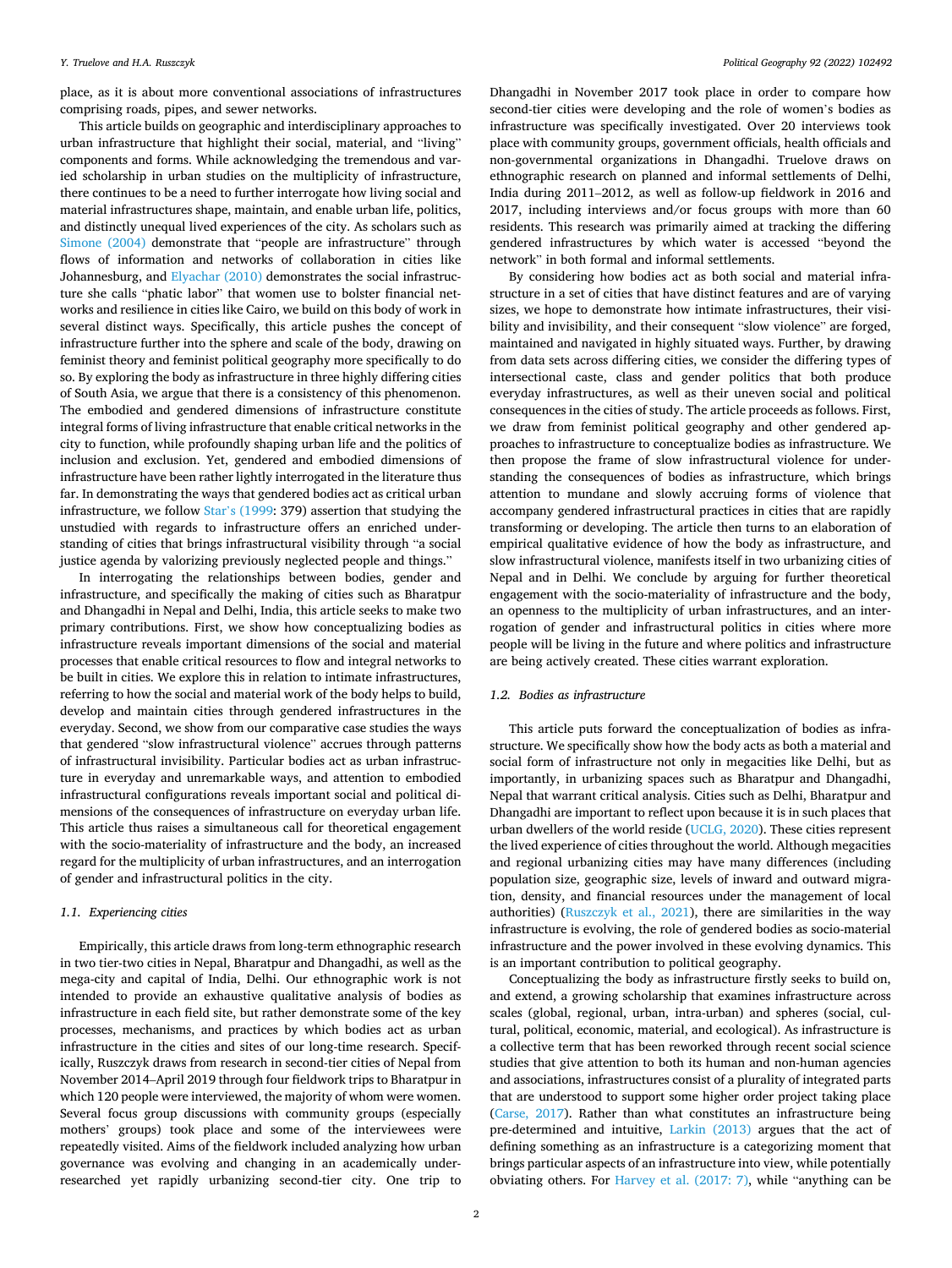place, as it is about more conventional associations of infrastructures comprising roads, pipes, and sewer networks.

This article builds on geographic and interdisciplinary approaches to urban infrastructure that highlight their social, material, and "living" components and forms. While acknowledging the tremendous and varied scholarship in urban studies on the multiplicity of infrastructure, there continues to be a need to further interrogate how living social and material infrastructures shape, maintain, and enable urban life, politics, and distinctly unequal lived experiences of the city. As scholars such as Simone (2004) demonstrate that "people are infrastructure" through flows of information and networks of collaboration in cities like Johannesburg, and Elyachar (2010) demonstrates the social infrastructure she calls "phatic labor" that women use to bolster financial networks and resilience in cities like Cairo, we build on this body of work in several distinct ways. Specifically, this article pushes the concept of infrastructure further into the sphere and scale of the body, drawing on feminist theory and feminist political geography more specifically to do so. By exploring the body as infrastructure in three highly differing cities of South Asia, we argue that there is a consistency of this phenomenon. The embodied and gendered dimensions of infrastructure constitute integral forms of living infrastructure that enable critical networks in the city to function, while profoundly shaping urban life and the politics of inclusion and exclusion. Yet, gendered and embodied dimensions of infrastructure have been rather lightly interrogated in the literature thus far. In demonstrating the ways that gendered bodies act as critical urban infrastructure, we follow Star's (1999: 379) assertion that studying the unstudied with regards to infrastructure offers an enriched understanding of cities that brings infrastructural visibility through "a social justice agenda by valorizing previously neglected people and things."

In interrogating the relationships between bodies, gender and infrastructure, and specifically the making of cities such as Bharatpur and Dhangadhi in Nepal and Delhi, India, this article seeks to make two primary contributions. First, we show how conceptualizing bodies as infrastructure reveals important dimensions of the social and material processes that enable critical resources to flow and integral networks to be built in cities. We explore this in relation to intimate infrastructures, referring to how the social and material work of the body helps to build, develop and maintain cities through gendered infrastructures in the everyday. Second, we show from our comparative case studies the ways that gendered "slow infrastructural violence" accrues through patterns of infrastructural invisibility. Particular bodies act as urban infrastructure in everyday and unremarkable ways, and attention to embodied infrastructural configurations reveals important social and political dimensions of the consequences of infrastructure on everyday urban life. This article thus raises a simultaneous call for theoretical engagement with the socio-materiality of infrastructure and the body, an increased regard for the multiplicity of urban infrastructures, and an interrogation of gender and infrastructural politics in the city.

### 1.1. Experiencing cities

Empirically, this article draws from long-term ethnographic research in two tier-two cities in Nepal, Bharatpur and Dhangadhi, as well as the mega-city and capital of India, Delhi. Our ethnographic work is not intended to provide an exhaustive qualitative analysis of bodies as infrastructure in each field site, but rather demonstrate some of the key processes, mechanisms, and practices by which bodies act as urban infrastructure in the cities and sites of our long-time research. Specifically, Ruszczyk draws from research in second-tier cities of Nepal from November 2014–April 2019 through four fieldwork trips to Bharatpur in which 120 people were interviewed, the majority of whom were women. Several focus group discussions with community groups (especially mothers' groups) took place and some of the interviewees were repeatedly visited. Aims of the fieldwork included analyzing how urban governance was evolving and changing in an academically under-researched yet rapidly urbanizing second-tier city. One trip to Dhangadhi in November 2017 took place in order to compare how second-tier cities were developing and the role of women's bodies as infrastructure was specifically investigated. Over 20 interviews took place with community groups, government officials, health officials and non-governmental organizations in Dhangadhi. Truelove draws on ethnographic research on planned and informal settlements of Delhi, India during 2011–2012, as well as follow-up fieldwork in 2016 and 2017, including interviews and/or focus groups with more than 60 residents. This research was primarily aimed at tracking the differing gendered infrastructures by which water is accessed "beyond the network" in both formal and informal settlements.

By considering how bodies act as both social and material infrastructure in a set of cities that have distinct features and are of varying sizes, we hope to demonstrate how intimate infrastructures, their visibility and invisibility, and their consequent "slow violence" are forged, maintained and navigated in highly situated ways. Further, by drawing from data sets across differing cities, we consider the differing types of intersectional caste, class and gender politics that both produce everyday infrastructures, as well as their uneven social and political consequences in the cities of study. The article proceeds as follows. First, we draw from feminist political geography and other gendered approaches to infrastructure to conceptualize bodies as infrastructure. We then propose the frame of slow infrastructural violence for understanding the consequences of bodies as infrastructure, which brings attention to mundane and slowly accruing forms of violence that accompany gendered infrastructural practices in cities that are rapidly transforming or developing. The article then turns to an elaboration of empirical qualitative evidence of how the body as infrastructure, and slow infrastructural violence, manifests itself in two urbanizing cities of Nepal and in Delhi. We conclude by arguing for further theoretical engagement with the socio-materiality of infrastructure and the body, an openness to the multiplicity of urban infrastructures, and an interrogation of gender and infrastructural politics in cities where more people will be living in the future and where politics and infrastructure are being actively created. These cities warrant exploration.

### 1.2. Bodies as infrastructure

This article puts forward the conceptualization of bodies as infrastructure. We specifically show how the body acts as both a material and social form of infrastructure not only in megacities like Delhi, but as importantly, in urbanizing spaces such as Bharatpur and Dhangadhi, Nepal that warrant critical analysis. Cities such as Delhi, Bharatpur and Dhangadhi are important to reflect upon because it is in such places that urban dwellers of the world reside (UCLG, 2020). These cities represent the lived experience of cities throughout the world. Although megacities and regional urbanizing cities may have many differences (including population size, geographic size, levels of inward and outward migration, density, and financial resources under the management of local authorities) (Ruszczyk et al., 2021), there are similarities in the way infrastructure is evolving, the role of gendered bodies as socio-material infrastructure and the power involved in these evolving dynamics. This is an important contribution to political geography.

Conceptualizing the body as infrastructure firstly seeks to build on, and extend, a growing scholarship that examines infrastructure across scales (global, regional, urban, intra-urban) and spheres (social, cultural, political, economic, material, and ecological). As infrastructure is a collective term that has been reworked through recent social science studies that give attention to both its human and non-human agencies and associations, infrastructures consist of a plurality of integrated parts that are understood to support some higher order project taking place (Carse, 2017). Rather than what constitutes an infrastructure being pre-determined and intuitive, Larkin (2013) argues that the act of defining something as an infrastructure is a categorizing moment that brings particular aspects of an infrastructure into view, while potentially obviating others. For Harvey et al. (2017: 7), while "anything can be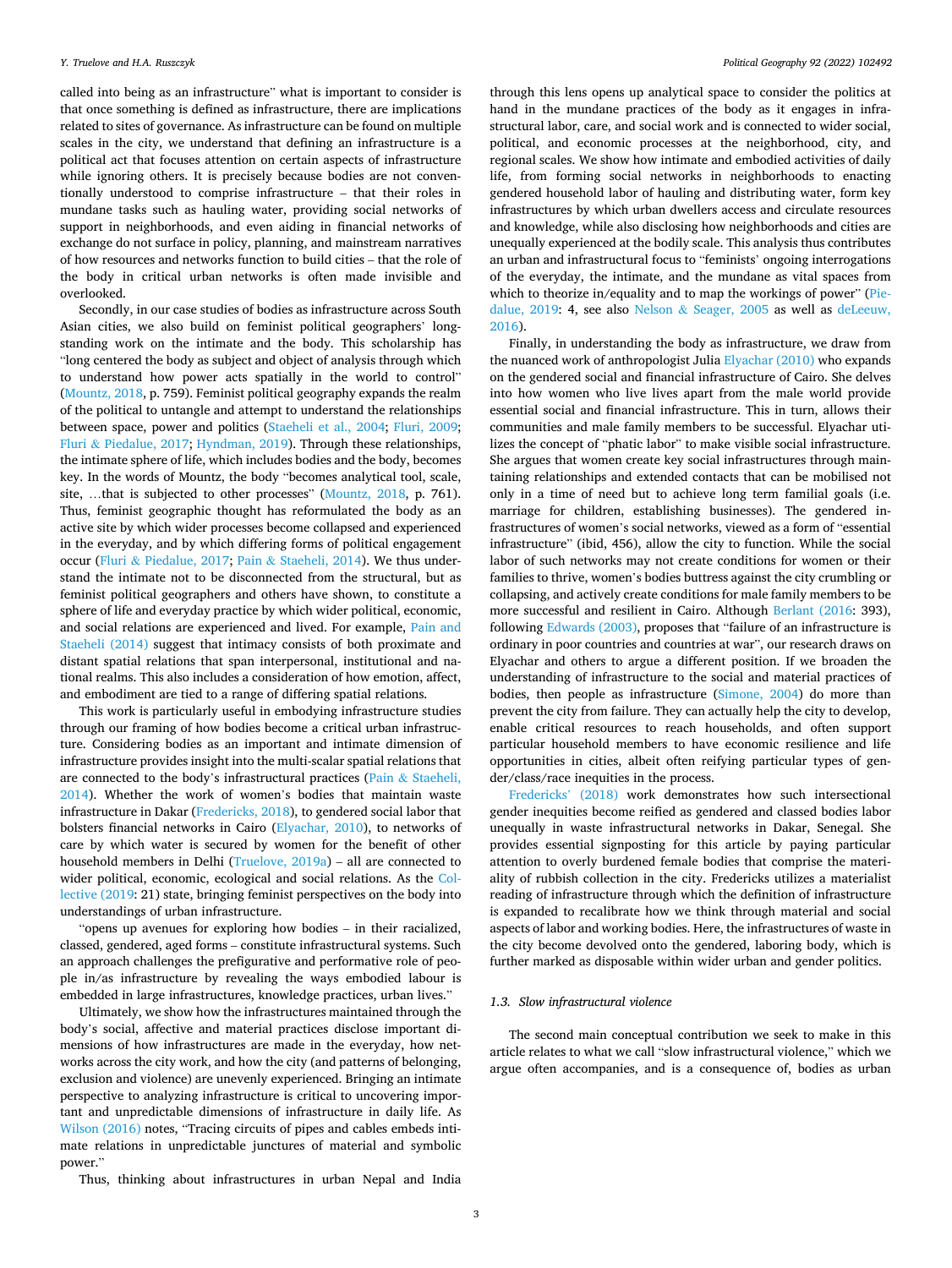called into being as an infrastructure" what is important to consider is that once something is defined as infrastructure, there are implications related to sites of governance. As infrastructure can be found on multiple scales in the city, we understand that defining an infrastructure is a political act that focuses attention on certain aspects of infrastructure while ignoring others. It is precisely because bodies are not conventionally understood to comprise infrastructure – that their roles in mundane tasks such as hauling water, providing social networks of support in neighborhoods, and even aiding in financial networks of exchange do not surface in policy, planning, and mainstream narratives of how resources and networks function to build cities – that the role of the body in critical urban networks is often made invisible and overlooked.

Secondly, in our case studies of bodies as infrastructure across South Asian cities, we also build on feminist political geographers' longstanding work on the intimate and the body. This scholarship has "long centered the body as subject and object of analysis through which to understand how power acts spatially in the world to control" (Mountz, 2018, p. 759). Feminist political geography expands the realm of the political to untangle and attempt to understand the relationships between space, power and politics (Staeheli et al., 2004; Fluri, 2009; Fluri & Piedalue, 2017; Hyndman, 2019). Through these relationships, the intimate sphere of life, which includes bodies and the body, becomes key. In the words of Mountz, the body "becomes analytical tool, scale, site, …that is subjected to other processes" (Mountz, 2018, p. 761). Thus, feminist geographic thought has reformulated the body as an active site by which wider processes become collapsed and experienced in the everyday, and by which differing forms of political engagement occur (Fluri & Piedalue, 2017; Pain & Staeheli, 2014). We thus understand the intimate not to be disconnected from the structural, but as feminist political geographers and others have shown, to constitute a sphere of life and everyday practice by which wider political, economic, and social relations are experienced and lived. For example, Pain and Staeheli (2014) suggest that intimacy consists of both proximate and distant spatial relations that span interpersonal, institutional and national realms. This also includes a consideration of how emotion, affect, and embodiment are tied to a range of differing spatial relations.

This work is particularly useful in embodying infrastructure studies through our framing of how bodies become a critical urban infrastructure. Considering bodies as an important and intimate dimension of infrastructure provides insight into the multi-scalar spatial relations that are connected to the body's infrastructural practices (Pain & Staeheli, 2014). Whether the work of women's bodies that maintain waste infrastructure in Dakar (Fredericks, 2018), to gendered social labor that bolsters financial networks in Cairo (Elyachar, 2010), to networks of care by which water is secured by women for the benefit of other household members in Delhi (Truelove, 2019a) – all are connected to wider political, economic, ecological and social relations. As the Collective (2019: 21) state, bringing feminist perspectives on the body into understandings of urban infrastructure.

"opens up avenues for exploring how bodies – in their racialized, classed, gendered, aged forms – constitute infrastructural systems. Such an approach challenges the prefigurative and performative role of people in/as infrastructure by revealing the ways embodied labour is embedded in large infrastructures, knowledge practices, urban lives."

Ultimately, we show how the infrastructures maintained through the body's social, affective and material practices disclose important dimensions of how infrastructures are made in the everyday, how networks across the city work, and how the city (and patterns of belonging, exclusion and violence) are unevenly experienced. Bringing an intimate perspective to analyzing infrastructure is critical to uncovering important and unpredictable dimensions of infrastructure in daily life. As Wilson (2016) notes, "Tracing circuits of pipes and cables embeds intimate relations in unpredictable junctures of material and symbolic power."

Thus, thinking about infrastructures in urban Nepal and India through this lens opens up analytical space to consider the politics at hand in the mundane practices of the body as it engages in infrastructural labor, care, and social work and is connected to wider social, political, and economic processes at the neighborhood, city, and regional scales. We show how intimate and embodied activities of daily life, from forming social networks in neighborhoods to enacting gendered household labor of hauling and distributing water, form key infrastructures by which urban dwellers access and circulate resources and knowledge, while also disclosing how neighborhoods and cities are unequally experienced at the bodily scale. This analysis thus contributes an urban and infrastructural focus to "feminists' ongoing interrogations of the everyday, the intimate, and the mundane as vital spaces from which to theorize in/equality and to map the workings of power" (Piedalue, 2019: 4, see also Nelson & Seager, 2005 as well as deLeeuw, 2016).

Finally, in understanding the body as infrastructure, we draw from the nuanced work of anthropologist Julia Elyachar (2010) who expands on the gendered social and financial infrastructure of Cairo. She delves into how women who live lives apart from the male world provide essential social and financial infrastructure. This in turn, allows their communities and male family members to be successful. Elyachar utilizes the concept of "phatic labor" to make visible social infrastructure. She argues that women create key social infrastructures through maintaining relationships and extended contacts that can be mobilised not only in a time of need but to achieve long term familial goals (i.e. marriage for children, establishing businesses). The gendered infrastructures of women's social networks, viewed as a form of "essential infrastructure" (ibid, 456), allow the city to function. While the social labor of such networks may not create conditions for women or their families to thrive, women's bodies buttress against the city crumbling or collapsing, and actively create conditions for male family members to be more successful and resilient in Cairo. Although Berlant (2016: 393), following Edwards (2003), proposes that "failure of an infrastructure is ordinary in poor countries and countries at war", our research draws on Elyachar and others to argue a different position. If we broaden the understanding of infrastructure to the social and material practices of bodies, then people as infrastructure (Simone, 2004) do more than prevent the city from failure. They can actually help the city to develop, enable critical resources to reach households, and often support particular household members to have economic resilience and life opportunities in cities, albeit often reifying particular types of gender/class/race inequities in the process.

Fredericks' (2018) work demonstrates how such intersectional gender inequities become reified as gendered and classed bodies labor unequally in waste infrastructural networks in Dakar, Senegal. She provides essential signposting for this article by paying particular attention to overly burdened female bodies that comprise the materiality of rubbish collection in the city. Fredericks utilizes a materialist reading of infrastructure through which the definition of infrastructure is expanded to recalibrate how we think through material and social aspects of labor and working bodies. Here, the infrastructures of waste in the city become devolved onto the gendered, laboring body, which is further marked as disposable within wider urban and gender politics.

### 1.3. Slow infrastructural violence

The second main conceptual contribution we seek to make in this article relates to what we call "slow infrastructural violence," which we argue often accompanies, and is a consequence of, bodies as urban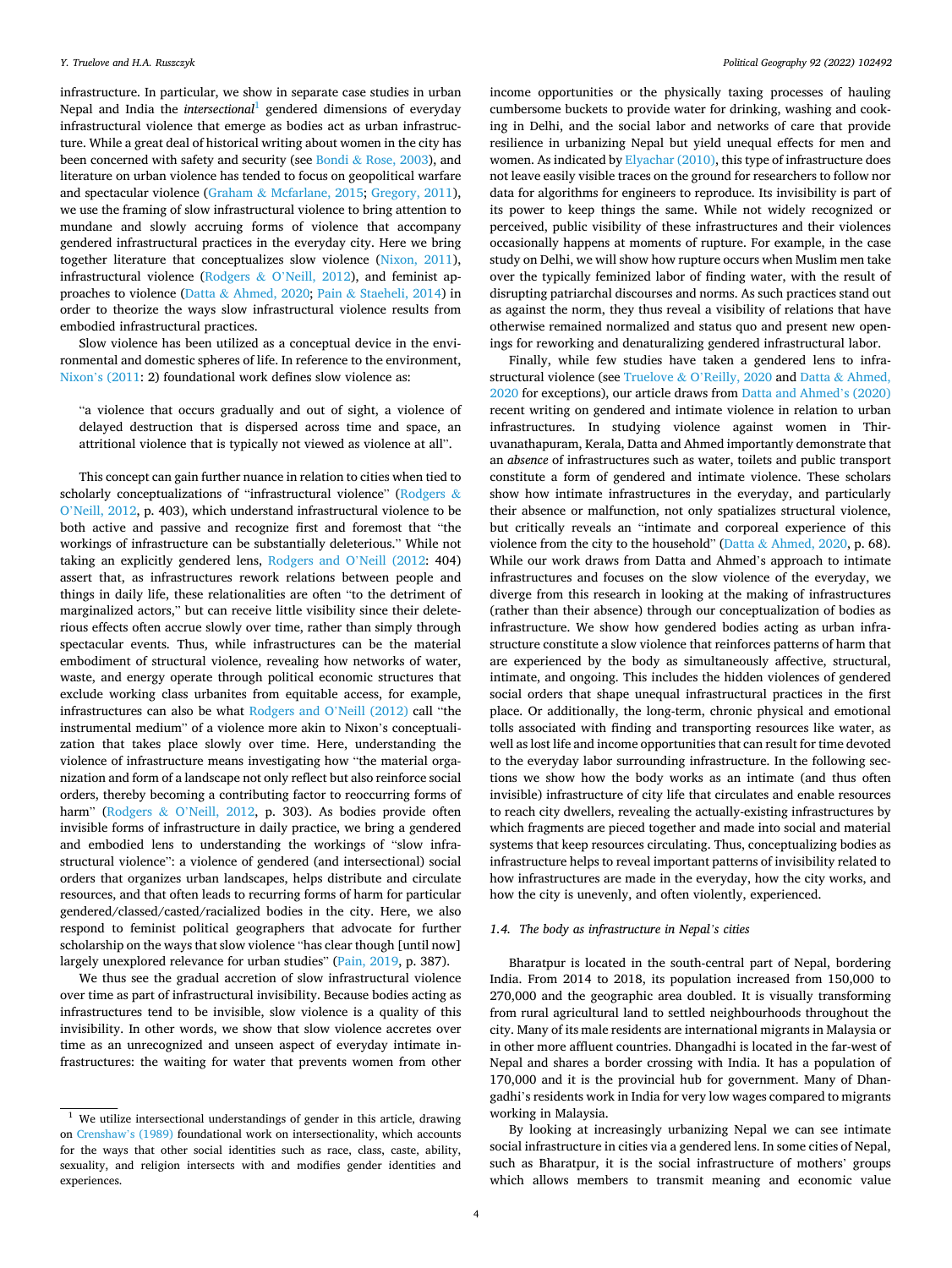infrastructure. In particular, we show in separate case studies in urban Nepal and India the *intersectional*[1] gendered dimensions of everyday infrastructural violence that emerge as bodies act as urban infrastructure. While a great deal of historical writing about women in the city has been concerned with safety and security (see Bondi & Rose, 2003), and literature on urban violence has tended to focus on geopolitical warfare and spectacular violence (Graham & Mcfarlane, 2015; Gregory, 2011), we use the framing of slow infrastructural violence to bring attention to mundane and slowly accruing forms of violence that accompany gendered infrastructural practices in the everyday city. Here we bring together literature that conceptualizes slow violence (Nixon, 2011), infrastructural violence (Rodgers & O'Neill, 2012), and feminist approaches to violence (Datta & Ahmed, 2020; Pain & Staeheli, 2014) in order to theorize the ways slow infrastructural violence results from embodied infrastructural practices.

Slow violence has been utilized as a conceptual device in the environmental and domestic spheres of life. In reference to the environment, Nixon's (2011: 2) foundational work defines slow violence as:

> "a violence that occurs gradually and out of sight, a violence of delayed destruction that is dispersed across time and space, an attritional violence that is typically not viewed as violence at all".

This concept can gain further nuance in relation to cities when tied to scholarly conceptualizations of "infrastructural violence" (Rodgers & O'Neill, 2012, p. 403), which understand infrastructural violence to be both active and passive and recognize first and foremost that "the workings of infrastructure can be substantially deleterious." While not taking an explicitly gendered lens, Rodgers and O'Neill (2012: 404) assert that, as infrastructures rework relations between people and things in daily life, these relationalities are often "to the detriment of marginalized actors," but can receive little visibility since their deleterious effects often accrue slowly over time, rather than simply through spectacular events. Thus, while infrastructures can be the material embodiment of structural violence, revealing how networks of water, waste, and energy operate through political economic structures that exclude working class urbanites from equitable access, for example, infrastructures can also be what Rodgers and O'Neill (2012) call "the instrumental medium" of a violence more akin to Nixon's conceptualization that takes place slowly over time. Here, understanding the violence of infrastructure means investigating how "the material organization and form of a landscape not only reflect but also reinforce social orders, thereby becoming a contributing factor to reoccurring forms of harm" (Rodgers & O'Neill, 2012, p. 303). As bodies provide often invisible forms of infrastructure in daily practice, we bring a gendered and embodied lens to understanding the workings of "slow infrastructural violence": a violence of gendered (and intersectional) social orders that organizes urban landscapes, helps distribute and circulate resources, and that often leads to recurring forms of harm for particular gendered/classed/casted/racialized bodies in the city. Here, we also respond to feminist political geographers that advocate for further scholarship on the ways that slow violence "has clear though [until now] largely unexplored relevance for urban studies" (Pain, 2019, p. 387).

We thus see the gradual accretion of slow infrastructural violence over time as part of infrastructural invisibility. Because bodies acting as infrastructures tend to be invisible, slow violence is a quality of this invisibility. In other words, we show that slow violence accretes over time as an unrecognized and unseen aspect of everyday intimate infrastructures: the waiting for water that prevents women from other income opportunities or the physically taxing processes of hauling cumbersome buckets to provide water for drinking, washing and cooking in Delhi, and the social labor and networks of care that provide resilience in urbanizing Nepal but yield unequal effects for men and women. As indicated by Elyachar (2010), this type of infrastructure does not leave easily visible traces on the ground for researchers to follow nor data for algorithms for engineers to reproduce. Its invisibility is part of its power to keep things the same. While not widely recognized or perceived, public visibility of these infrastructures and their violences occasionally happens at moments of rupture. For example, in the case study on Delhi, we will show how rupture occurs when Muslim men take over the typically feminized labor of finding water, with the result of disrupting patriarchal discourses and norms. As such practices stand out as against the norm, they thus reveal a visibility of relations that have otherwise remained normalized and status quo and present new openings for reworking and denaturalizing gendered infrastructural labor.

Finally, while few studies have taken a gendered lens to infrastructural violence (see Truelove & O'Reilly, 2020 and Datta & Ahmed, 2020 for exceptions), our article draws from Datta and Ahmed's (2020) recent writing on gendered and intimate violence in relation to urban infrastructures. In studying violence against women in Thiruvanathapuram, Kerala, Datta and Ahmed importantly demonstrate that an *absence* of infrastructures such as water, toilets and public transport constitute a form of gendered and intimate violence. These scholars show how intimate infrastructures in the everyday, and particularly their absence or malfunction, not only spatializes structural violence, but critically reveals an "intimate and corporeal experience of this violence from the city to the household" (Datta & Ahmed, 2020, p. 68). While our work draws from Datta and Ahmed's approach to intimate infrastructures and focuses on the slow violence of the everyday, we diverge from this research in looking at the making of infrastructures (rather than their absence) through our conceptualization of bodies as infrastructure. We show how gendered bodies acting as urban infrastructure constitute a slow violence that reinforces patterns of harm that are experienced by the body as simultaneously affective, structural, intimate, and ongoing. This includes the hidden violences of gendered social orders that shape unequal infrastructural practices in the first place. Or additionally, the long-term, chronic physical and emotional tolls associated with finding and transporting resources like water, as well as lost life and income opportunities that can result for time devoted to the everyday labor surrounding infrastructure. In the following sections we show how the body works as an intimate (and thus often invisible) infrastructure of city life that circulates and enable resources to reach city dwellers, revealing the actually-existing infrastructures by which fragments are pieced together and made into social and material systems that keep resources circulating. Thus, conceptualizing bodies as infrastructure helps to reveal important patterns of invisibility related to how infrastructures are made in the everyday, how the city works, and how the city is unevenly, and often violently, experienced.

### 1.4. The body as infrastructure in Nepal's cities

Bharatpur is located in the south-central part of Nepal, bordering India. From 2014 to 2018, its population increased from 150,000 to 270,000 and the geographic area doubled. It is visually transforming from rural agricultural land to settled neighbourhoods throughout the city. Many of its male residents are international migrants in Malaysia or in other more affluent countries. Dhangadhi is located in the far-west of Nepal and shares a border crossing with India. It has a population of 170,000 and it is the provincial hub for government. Many of Dhangadhi's residents work in India for very low wages compared to migrants working in Malaysia.

By looking at increasingly urbanizing Nepal we can see intimate social infrastructure in cities via a gendered lens. In some cities of Nepal, such as Bharatpur, it is the social infrastructure of mothers' groups which allows members to transmit meaning and economic value

[1] We utilize intersectional understandings of gender in this article, drawing on Crenshaw's (1989) foundational work on intersectionality, which accounts for the ways that other social identities such as race, class, caste, ability, sexuality, and religion intersects with and modifies gender identities and experiences.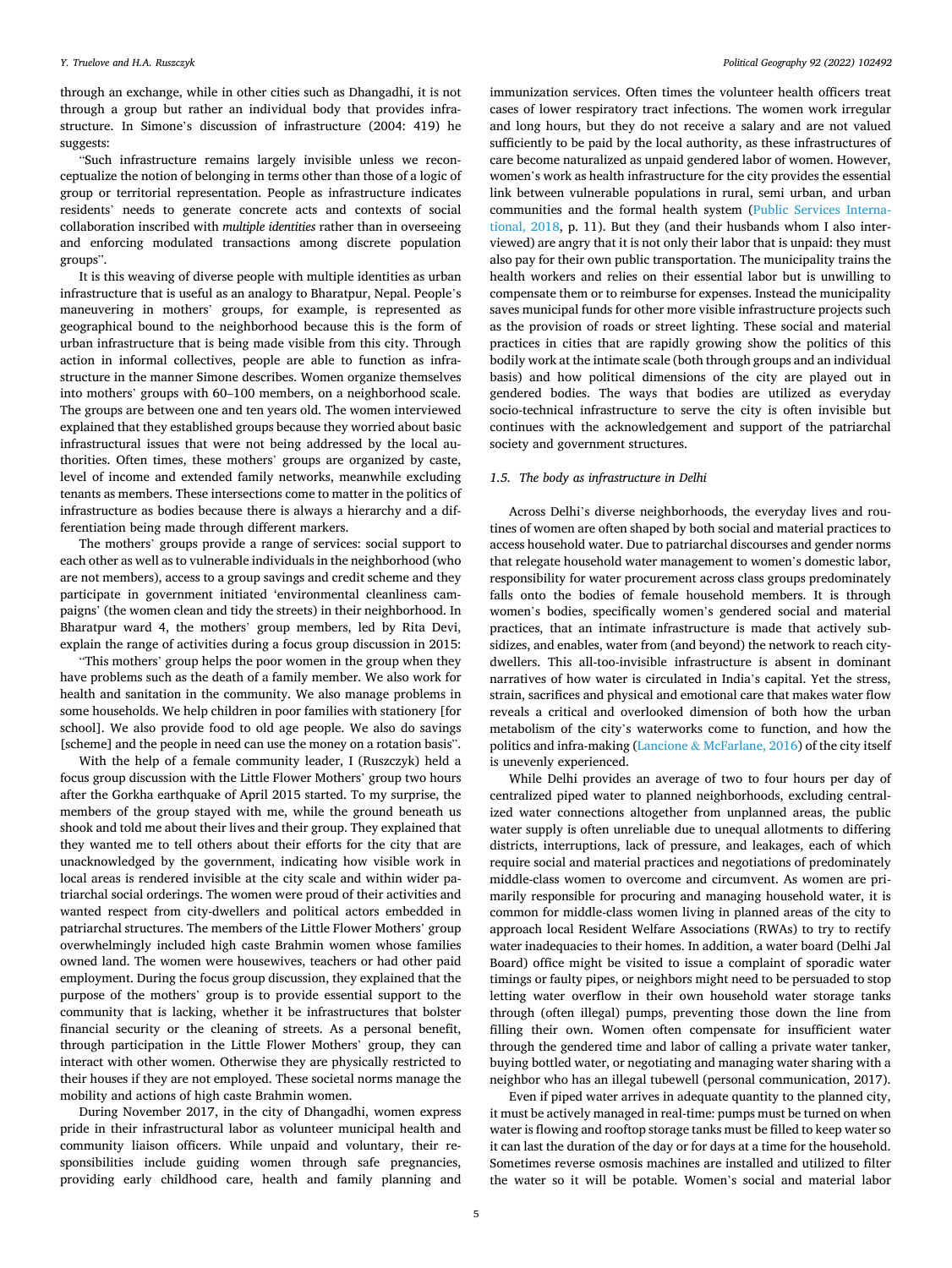through an exchange, while in other cities such as Dhangadhi, it is not through a group but rather an individual body that provides infrastructure. In Simone's discussion of infrastructure (2004: 419) he suggests:

"Such infrastructure remains largely invisible unless we reconceptualize the notion of belonging in terms other than those of a logic of group or territorial representation. People as infrastructure indicates residents' needs to generate concrete acts and contexts of social collaboration inscribed with *multiple identities* rather than in overseeing and enforcing modulated transactions among discrete population groups".

It is this weaving of diverse people with multiple identities as urban infrastructure that is useful as an analogy to Bharatpur, Nepal. People's maneuvering in mothers' groups, for example, is represented as geographical bound to the neighborhood because this is the form of urban infrastructure that is being made visible from this city. Through action in informal collectives, people are able to function as infrastructure in the manner Simone describes. Women organize themselves into mothers' groups with 60–100 members, on a neighborhood scale. The groups are between one and ten years old. The women interviewed explained that they established groups because they worried about basic infrastructural issues that were not being addressed by the local authorities. Often times, these mothers' groups are organized by caste, level of income and extended family networks, meanwhile excluding tenants as members. These intersections come to matter in the politics of infrastructure as bodies because there is always a hierarchy and a differentiation being made through different markers.

The mothers' groups provide a range of services: social support to each other as well as to vulnerable individuals in the neighborhood (who are not members), access to a group savings and credit scheme and they participate in government initiated 'environmental cleanliness campaigns' (the women clean and tidy the streets) in their neighborhood. In Bharatpur ward 4, the mothers' group members, led by Rita Devi, explain the range of activities during a focus group discussion in 2015:

"This mothers' group helps the poor women in the group when they have problems such as the death of a family member. We also work for health and sanitation in the community. We also manage problems in some households. We help children in poor families with stationery [for school]. We also provide food to old age people. We also do savings [scheme] and the people in need can use the money on a rotation basis".

With the help of a female community leader, I (Ruszczyk) held a focus group discussion with the Little Flower Mothers' group two hours after the Gorkha earthquake of April 2015 started. To my surprise, the members of the group stayed with me, while the ground beneath us shook and told me about their lives and their group. They explained that they wanted me to tell others about their efforts for the city that are unacknowledged by the government, indicating how visible work in local areas is rendered invisible at the city scale and within wider patriarchal social orderings. The women were proud of their activities and wanted respect from city-dwellers and political actors embedded in patriarchal structures. The members of the Little Flower Mothers' group overwhelmingly included high caste Brahmin women whose families owned land. The women were housewives, teachers or had other paid employment. During the focus group discussion, they explained that the purpose of the mothers' group is to provide essential support to the community that is lacking, whether it be infrastructures that bolster financial security or the cleaning of streets. As a personal benefit, through participation in the Little Flower Mothers' group, they can interact with other women. Otherwise they are physically restricted to their houses if they are not employed. These societal norms manage the mobility and actions of high caste Brahmin women.

During November 2017, in the city of Dhangadhi, women express pride in their infrastructural labor as volunteer municipal health and community liaison officers. While unpaid and voluntary, their responsibilities include guiding women through safe pregnancies, providing early childhood care, health and family planning and immunization services. Often times the volunteer health officers treat cases of lower respiratory tract infections. The women work irregular and long hours, but they do not receive a salary and are not valued sufficiently to be paid by the local authority, as these infrastructures of care become naturalized as unpaid gendered labor of women. However, women's work as health infrastructure for the city provides the essential link between vulnerable populations in rural, semi urban, and urban communities and the formal health system (Public Services International, 2018, p. 11). But they (and their husbands whom I also interviewed) are angry that it is not only their labor that is unpaid: they must also pay for their own public transportation. The municipality trains the health workers and relies on their essential labor but is unwilling to compensate them or to reimburse for expenses. Instead the municipality saves municipal funds for other more visible infrastructure projects such as the provision of roads or street lighting. These social and material practices in cities that are rapidly growing show the politics of this bodily work at the intimate scale (both through groups and an individual basis) and how political dimensions of the city are played out in gendered bodies. The ways that bodies are utilized as everyday socio-technical infrastructure to serve the city is often invisible but continues with the acknowledgement and support of the patriarchal society and government structures.

### 1.5. The body as infrastructure in Delhi

Across Delhi's diverse neighborhoods, the everyday lives and routines of women are often shaped by both social and material practices to access household water. Due to patriarchal discourses and gender norms that relegate household water management to women's domestic labor, responsibility for water procurement across class groups predominately falls onto the bodies of female household members. It is through women's bodies, specifically women's gendered social and material practices, that an intimate infrastructure is made that actively subsidizes, and enables, water from (and beyond) the network to reach city-dwellers. This all-too-invisible infrastructure is absent in dominant narratives of how water is circulated in India's capital. Yet the stress, strain, sacrifices and physical and emotional care that makes water flow reveals a critical and overlooked dimension of both how the urban metabolism of the city's waterworks come to function, and how the politics and infra-making (Lancione & McFarlane, 2016) of the city itself is unevenly experienced.

While Delhi provides an average of two to four hours per day of centralized piped water to planned neighborhoods, excluding centralized water connections altogether from unplanned areas, the public water supply is often unreliable due to unequal allotments to differing districts, interruptions, lack of pressure, and leakages, each of which require social and material practices and negotiations of predominately middle-class women to overcome and circumvent. As women are primarily responsible for procuring and managing household water, it is common for middle-class women living in planned areas of the city to approach local Resident Welfare Associations (RWAs) to try to rectify water inadequacies to their homes. In addition, a water board (Delhi Jal Board) office might be visited to issue a complaint of sporadic water timings or faulty pipes, or neighbors might need to be persuaded to stop letting water overflow in their own household water storage tanks through (often illegal) pumps, preventing those down the line from filling their own. Women often compensate for insufficient water through the gendered time and labor of calling a private water tanker, buying bottled water, or negotiating and managing water sharing with a neighbor who has an illegal tubewell (personal communication, 2017).

Even if piped water arrives in adequate quantity to the planned city, it must be actively managed in real-time: pumps must be turned on when water is flowing and rooftop storage tanks must be filled to keep water so it can last the duration of the day or for days at a time for the household. Sometimes reverse osmosis machines are installed and utilized to filter the water so it will be potable. Women's social and material labor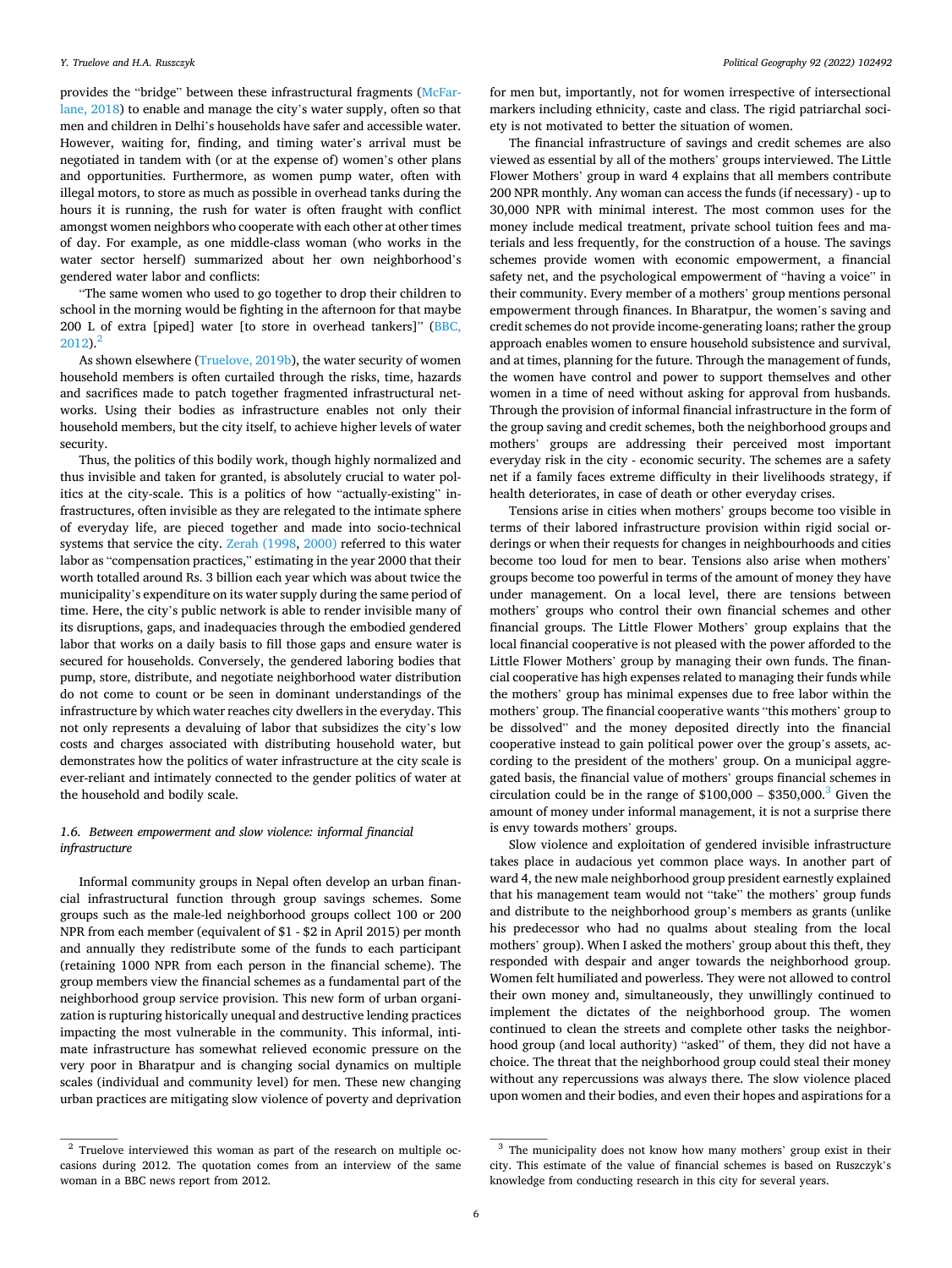provides the "bridge" between these infrastructural fragments (McFarlane, 2018) to enable and manage the city's water supply, often so that men and children in Delhi's households have safer and accessible water. However, waiting for, finding, and timing water's arrival must be negotiated in tandem with (or at the expense of) women's other plans and opportunities. Furthermore, as women pump water, often with illegal motors, to store as much as possible in overhead tanks during the hours it is running, the rush for water is often fraught with conflict amongst women neighbors who cooperate with each other at other times of day. For example, as one middle-class woman (who works in the water sector herself) summarized about her own neighborhood's gendered water labor and conflicts:

"The same women who used to go together to drop their children to school in the morning would be fighting in the afternoon for that maybe 200 L of extra [piped] water [to store in overhead tankers]" (BBC, 2012).[2]

As shown elsewhere (Truelove, 2019b), the water security of women household members is often curtailed through the risks, time, hazards and sacrifices made to patch together fragmented infrastructural networks. Using their bodies as infrastructure enables not only their household members, but the city itself, to achieve higher levels of water security.

Thus, the politics of this bodily work, though highly normalized and thus invisible and taken for granted, is absolutely crucial to water politics at the city-scale. This is a politics of how "actually-existing" infrastructures, often invisible as they are relegated to the intimate sphere of everyday life, are pieced together and made into socio-technical systems that service the city. Zerah (1998, 2000) referred to this water labor as "compensation practices," estimating in the year 2000 that their worth totalled around Rs. 3 billion each year which was about twice the municipality's expenditure on its water supply during the same period of time. Here, the city's public network is able to render invisible many of its disruptions, gaps, and inadequacies through the embodied gendered labor that works on a daily basis to fill those gaps and ensure water is secured for households. Conversely, the gendered laboring bodies that pump, store, distribute, and negotiate neighborhood water distribution do not come to count or be seen in dominant understandings of the infrastructure by which water reaches city dwellers in the everyday. This not only represents a devaluing of labor that subsidizes the city's low costs and charges associated with distributing household water, but demonstrates how the politics of water infrastructure at the city scale is ever-reliant and intimately connected to the gender politics of water at the household and bodily scale.

### 1.6. Between empowerment and slow violence: informal financial infrastructure

Informal community groups in Nepal often develop an urban financial infrastructural function through group savings schemes. Some groups such as the male-led neighborhood groups collect 100 or 200 NPR from each member (equivalent of $1 - $2 in April 2015) per month and annually they redistribute some of the funds to each participant (retaining 1000 NPR from each person in the financial scheme). The group members view the financial schemes as a fundamental part of the neighborhood group service provision. This new form of urban organization is rupturing historically unequal and destructive lending practices impacting the most vulnerable in the community. This informal, intimate infrastructure has somewhat relieved economic pressure on the very poor in Bharatpur and is changing social dynamics on multiple scales (individual and community level) for men. These new changing urban practices are mitigating slow violence of poverty and deprivation for men but, importantly, not for women irrespective of intersectional markers including ethnicity, caste and class. The rigid patriarchal society is not motivated to better the situation of women.

The financial infrastructure of savings and credit schemes are also viewed as essential by all of the mothers' groups interviewed. The Little Flower Mothers' group in ward 4 explains that all members contribute 200 NPR monthly. Any woman can access the funds (if necessary) - up to 30,000 NPR with minimal interest. The most common uses for the money include medical treatment, private school tuition fees and materials and less frequently, for the construction of a house. The savings schemes provide women with economic empowerment, a financial safety net, and the psychological empowerment of "having a voice" in their community. Every member of a mothers' group mentions personal empowerment through finances. In Bharatpur, the women's saving and credit schemes do not provide income-generating loans; rather the group approach enables women to ensure household subsistence and survival, and at times, planning for the future. Through the management of funds, the women have control and power to support themselves and other women in a time of need without asking for approval from husbands. Through the provision of informal financial infrastructure in the form of the group saving and credit schemes, both the neighborhood groups and mothers' groups are addressing their perceived most important everyday risk in the city - economic security. The schemes are a safety net if a family faces extreme difficulty in their livelihoods strategy, if health deteriorates, in case of death or other everyday crises.

Tensions arise in cities when mothers' groups become too visible in terms of their labored infrastructure provision within rigid social orderings or when their requests for changes in neighbourhoods and cities become too loud for men to bear. Tensions also arise when mothers' groups become too powerful in terms of the amount of money they have under management. On a local level, there are tensions between mothers' groups who control their own financial schemes and other financial groups. The Little Flower Mothers' group explains that the local financial cooperative is not pleased with the power afforded to the Little Flower Mothers' group by managing their own funds. The financial cooperative has high expenses related to managing their funds while the mothers' group has minimal expenses due to free labor within the mothers' group. The financial cooperative wants "this mothers' group to be dissolved" and the money deposited directly into the financial cooperative instead to gain political power over the group's assets, according to the president of the mothers' group. On a municipal aggregated basis, the financial value of mothers' groups financial schemes in circulation could be in the range of $100,000 – $350,000.[3] Given the amount of money under informal management, it is not a surprise there is envy towards mothers' groups.

Slow violence and exploitation of gendered invisible infrastructure takes place in audacious yet common place ways. In another part of ward 4, the new male neighborhood group president earnestly explained that his management team would not "take" the mothers' group funds and distribute to the neighborhood group's members as grants (unlike his predecessor who had no qualms about stealing from the local mothers' group). When I asked the mothers' group about this theft, they responded with despair and anger towards the neighborhood group. Women felt humiliated and powerless. They were not allowed to control their own money and, simultaneously, they unwillingly continued to implement the dictates of the neighborhood group. The women continued to clean the streets and complete other tasks the neighborhood group (and local authority) "asked" of them, they did not have a choice. The threat that the neighborhood group could steal their money without any repercussions was always there. The slow violence placed upon women and their bodies, and even their hopes and aspirations for a

---

[2] Truelove interviewed this woman as part of the research on multiple occasions during 2012. The quotation comes from an interview of the same woman in a BBC news report from 2012.

[3] The municipality does not know how many mothers' group exist in their city. This estimate of the value of financial schemes is based on Ruszczyk's knowledge from conducting research in this city for several years.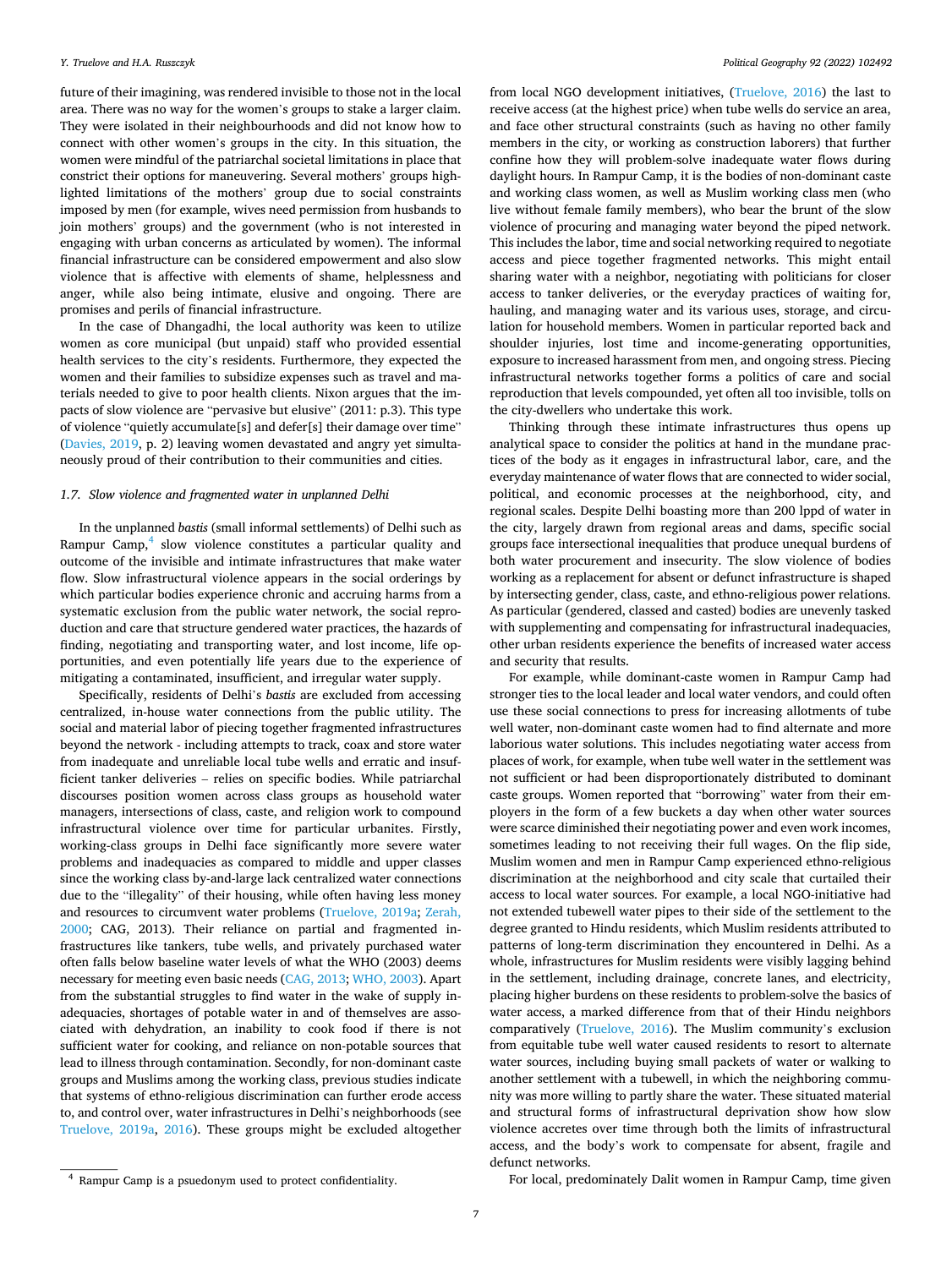future of their imagining, was rendered invisible to those not in the local area. There was no way for the women's groups to stake a larger claim. They were isolated in their neighbourhoods and did not know how to connect with other women's groups in the city. In this situation, the women were mindful of the patriarchal societal limitations in place that constrict their options for maneuvering. Several mothers' groups highlighted limitations of the mothers' group due to social constraints imposed by men (for example, wives need permission from husbands to join mothers' groups) and the government (who is not interested in engaging with urban concerns as articulated by women). The informal financial infrastructure can be considered empowerment and also slow violence that is affective with elements of shame, helplessness and anger, while also being intimate, elusive and ongoing. There are promises and perils of financial infrastructure.

In the case of Dhangadhi, the local authority was keen to utilize women as core municipal (but unpaid) staff who provided essential health services to the city's residents. Furthermore, they expected the women and their families to subsidize expenses such as travel and materials needed to give to poor health clients. Nixon argues that the impacts of slow violence are "pervasive but elusive" (2011: p.3). This type of violence "quietly accumulate[s] and defer[s] their damage over time" (Davies, 2019, p. 2) leaving women devastated and angry yet simultaneously proud of their contribution to their communities and cities.

### 1.7. Slow violence and fragmented water in unplanned Delhi

In the unplanned *bastis* (small informal settlements) of Delhi such as Rampur Camp,[4] slow violence constitutes a particular quality and outcome of the invisible and intimate infrastructures that make water flow. Slow infrastructural violence appears in the social orderings by which particular bodies experience chronic and accruing harms from a systematic exclusion from the public water network, the social reproduction and care that structure gendered water practices, the hazards of finding, negotiating and transporting water, and lost income, life opportunities, and even potentially life years due to the experience of mitigating a contaminated, insufficient, and irregular water supply.

Specifically, residents of Delhi's *bastis* are excluded from accessing centralized, in-house water connections from the public utility. The social and material labor of piecing together fragmented infrastructures beyond the network - including attempts to track, coax and store water from inadequate and unreliable local tube wells and erratic and insufficient tanker deliveries – relies on specific bodies. While patriarchal discourses position women across class groups as household water managers, intersections of class, caste, and religion work to compound infrastructural violence over time for particular urbanites. Firstly, working-class groups in Delhi face significantly more severe water problems and inadequacies as compared to middle and upper classes since the working class by-and-large lack centralized water connections due to the "illegality" of their housing, while often having less money and resources to circumvent water problems (Truelove, 2019a; Zerah, 2000; CAG, 2013). Their reliance on partial and fragmented infrastructures like tankers, tube wells, and privately purchased water often falls below baseline water levels of what the WHO (2003) deems necessary for meeting even basic needs (CAG, 2013; WHO, 2003). Apart from the substantial struggles to find water in the wake of supply inadequacies, shortages of potable water in and of themselves are associated with dehydration, an inability to cook food if there is not sufficient water for cooking, and reliance on non-potable sources that lead to illness through contamination. Secondly, for non-dominant caste groups and Muslims among the working class, previous studies indicate that systems of ethno-religious discrimination can further erode access to, and control over, water infrastructures in Delhi's neighborhoods (see Truelove, 2019a, 2016). These groups might be excluded altogether from local NGO development initiatives, (Truelove, 2016) the last to receive access (at the highest price) when tube wells do service an area, and face other structural constraints (such as having no other family members in the city, or working as construction laborers) that further confine how they will problem-solve inadequate water flows during daylight hours. In Rampur Camp, it is the bodies of non-dominant caste and working class women, as well as Muslim working class men (who live without female family members), who bear the brunt of the slow violence of procuring and managing water beyond the piped network. This includes the labor, time and social networking required to negotiate access and piece together fragmented networks. This might entail sharing water with a neighbor, negotiating with politicians for closer access to tanker deliveries, or the everyday practices of waiting for, hauling, and managing water and its various uses, storage, and circulation for household members. Women in particular reported back and shoulder injuries, lost time and income-generating opportunities, exposure to increased harassment from men, and ongoing stress. Piecing infrastructural networks together forms a politics of care and social reproduction that levels compounded, yet often all too invisible, tolls on the city-dwellers who undertake this work.

Thinking through these intimate infrastructures thus opens up analytical space to consider the politics at hand in the mundane practices of the body as it engages in infrastructural labor, care, and the everyday maintenance of water flows that are connected to wider social, political, and economic processes at the neighborhood, city, and regional scales. Despite Delhi boasting more than 200 lppd of water in the city, largely drawn from regional areas and dams, specific social groups face intersectional inequalities that produce unequal burdens of both water procurement and insecurity. The slow violence of bodies working as a replacement for absent or defunct infrastructure is shaped by intersecting gender, class, caste, and ethno-religious power relations. As particular (gendered, classed and casted) bodies are unevenly tasked with supplementing and compensating for infrastructural inadequacies, other urban residents experience the benefits of increased water access and security that results.

For example, while dominant-caste women in Rampur Camp had stronger ties to the local leader and local water vendors, and could often use these social connections to press for increasing allotments of tube well water, non-dominant caste women had to find alternate and more laborious water solutions. This includes negotiating water access from places of work, for example, when tube well water in the settlement was not sufficient or had been disproportionately distributed to dominant caste groups. Women reported that "borrowing" water from their employers in the form of a few buckets a day when other water sources were scarce diminished their negotiating power and even work incomes, sometimes leading to not receiving their full wages. On the flip side, Muslim women and men in Rampur Camp experienced ethno-religious discrimination at the neighborhood and city scale that curtailed their access to local water sources. For example, a local NGO-initiative had not extended tubewell water pipes to their side of the settlement to the degree granted to Hindu residents, which Muslim residents attributed to patterns of long-term discrimination they encountered in Delhi. As a whole, infrastructures for Muslim residents were visibly lagging behind in the settlement, including drainage, concrete lanes, and electricity, placing higher burdens on these residents to problem-solve the basics of water access, a marked difference from that of their Hindu neighbors comparatively (Truelove, 2016). The Muslim community's exclusion from equitable tube well water caused residents to resort to alternate water sources, including buying small packets of water or walking to another settlement with a tubewell, in which the neighboring community was more willing to partly share the water. These situated material and structural forms of infrastructural deprivation show how slow violence accretes over time through both the limits of infrastructural access, and the body's work to compensate for absent, fragile and defunct networks.

For local, predominately Dalit women in Rampur Camp, time given

[4] Rampur Camp is a psuedonym used to protect confidentiality.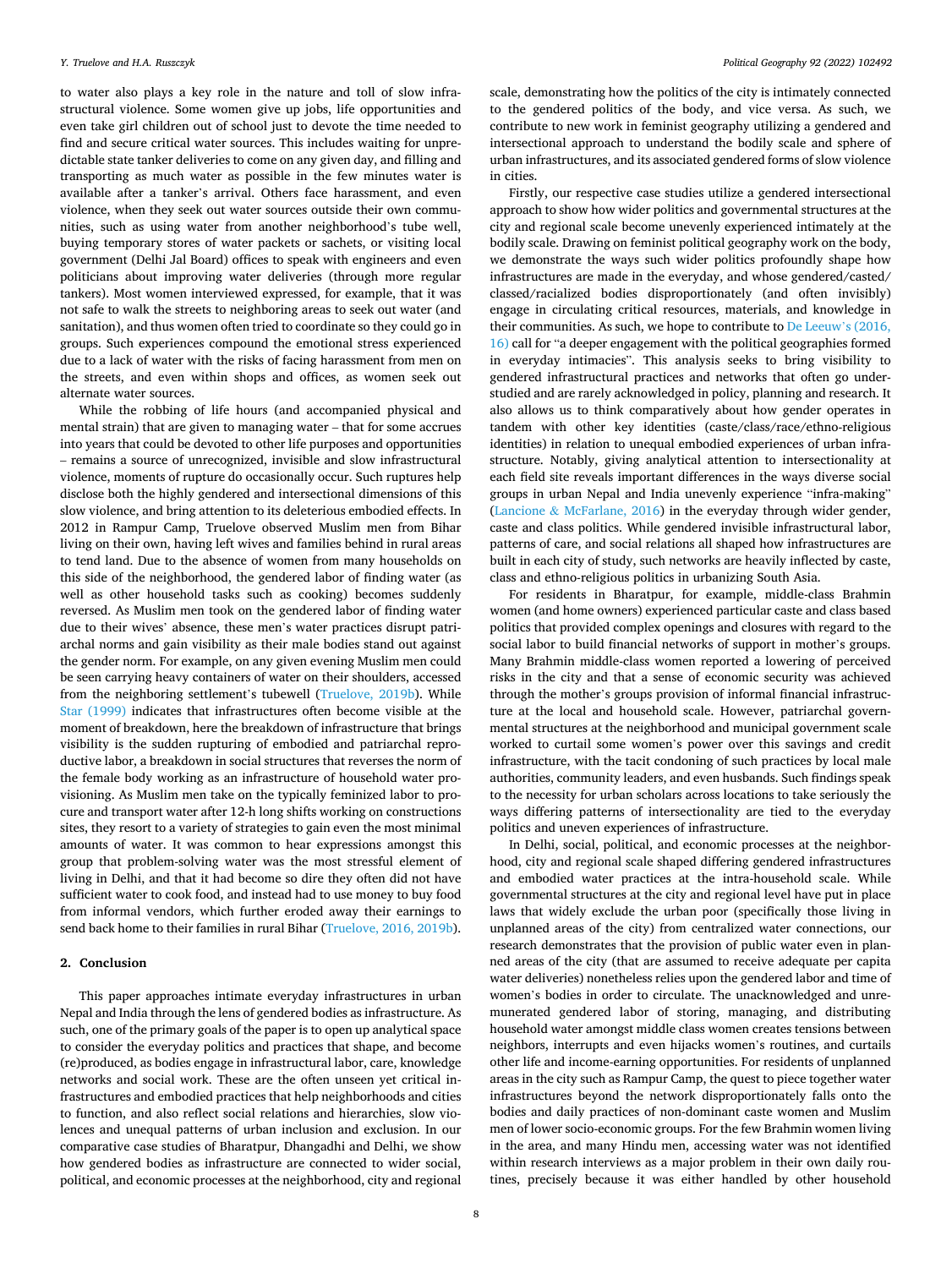to water also plays a key role in the nature and toll of slow infrastructural violence. Some women give up jobs, life opportunities and even take girl children out of school just to devote the time needed to find and secure critical water sources. This includes waiting for unpredictable state tanker deliveries to come on any given day, and filling and transporting as much water as possible in the few minutes water is available after a tanker's arrival. Others face harassment, and even violence, when they seek out water sources outside their own communities, such as using water from another neighborhood's tube well, buying temporary stores of water packets or sachets, or visiting local government (Delhi Jal Board) offices to speak with engineers and even politicians about improving water deliveries (through more regular tankers). Most women interviewed expressed, for example, that it was not safe to walk the streets to neighboring areas to seek out water (and sanitation), and thus women often tried to coordinate so they could go in groups. Such experiences compound the emotional stress experienced due to a lack of water with the risks of facing harassment from men on the streets, and even within shops and offices, as women seek out alternate water sources.

While the robbing of life hours (and accompanied physical and mental strain) that are given to managing water – that for some accrues into years that could be devoted to other life purposes and opportunities – remains a source of unrecognized, invisible and slow infrastructural violence, moments of rupture do occasionally occur. Such ruptures help disclose both the highly gendered and intersectional dimensions of this slow violence, and bring attention to its deleterious embodied effects. In 2012 in Rampur Camp, Truelove observed Muslim men from Bihar living on their own, having left wives and families behind in rural areas to tend land. Due to the absence of women from many households on this side of the neighborhood, the gendered labor of finding water (as well as other household tasks such as cooking) becomes suddenly reversed. As Muslim men took on the gendered labor of finding water due to their wives' absence, these men's water practices disrupt patriarchal norms and gain visibility as their male bodies stand out against the gender norm. For example, on any given evening Muslim men could be seen carrying heavy containers of water on their shoulders, accessed from the neighboring settlement's tubewell (Truelove, 2019b). While Star (1999) indicates that infrastructures often become visible at the moment of breakdown, here the breakdown of infrastructure that brings visibility is the sudden rupturing of embodied and patriarchal reproductive labor, a breakdown in social structures that reverses the norm of the female body working as an infrastructure of household water provisioning. As Muslim men take on the typically feminized labor to procure and transport water after 12-h long shifts working on constructions sites, they resort to a variety of strategies to gain even the most minimal amounts of water. It was common to hear expressions amongst this group that problem-solving water was the most stressful element of living in Delhi, and that it had become so dire they often did not have sufficient water to cook food, and instead had to use money to buy food from informal vendors, which further eroded away their earnings to send back home to their families in rural Bihar (Truelove, 2016, 2019b).

## 2. Conclusion

This paper approaches intimate everyday infrastructures in urban Nepal and India through the lens of gendered bodies as infrastructure. As such, one of the primary goals of the paper is to open up analytical space to consider the everyday politics and practices that shape, and become (re)produced, as bodies engage in infrastructural labor, care, knowledge networks and social work. These are the often unseen yet critical infrastructures and embodied practices that help neighborhoods and cities to function, and also reflect social relations and hierarchies, slow violences and unequal patterns of urban inclusion and exclusion. In our comparative case studies of Bharatpur, Dhangadhi and Delhi, we show how gendered bodies as infrastructure are connected to wider social, political, and economic processes at the neighborhood, city and regional scale, demonstrating how the politics of the city is intimately connected to the gendered politics of the body, and vice versa. As such, we contribute to new work in feminist geography utilizing a gendered and intersectional approach to understand the bodily scale and sphere of urban infrastructures, and its associated gendered forms of slow violence in cities.

Firstly, our respective case studies utilize a gendered intersectional approach to show how wider politics and governmental structures at the city and regional scale become unevenly experienced intimately at the bodily scale. Drawing on feminist political geography work on the body, we demonstrate the ways such wider politics profoundly shape how infrastructures are made in the everyday, and whose gendered/casted/classed/racialized bodies disproportionately (and often invisibly) engage in circulating critical resources, materials, and knowledge in their communities. As such, we hope to contribute to De Leeuw's (2016, 16) call for "a deeper engagement with the political geographies formed in everyday intimacies". This analysis seeks to bring visibility to gendered infrastructural practices and networks that often go understudied and are rarely acknowledged in policy, planning and research. It also allows us to think comparatively about how gender operates in tandem with other key identities (caste/class/race/ethno-religious identities) in relation to unequal embodied experiences of urban infrastructure. Notably, giving analytical attention to intersectionality at each field site reveals important differences in the ways diverse social groups in urban Nepal and India unevenly experience "infra-making" (Lancione & McFarlane, 2016) in the everyday through wider gender, caste and class politics. While gendered invisible infrastructural labor, patterns of care, and social relations all shaped how infrastructures are built in each city of study, such networks are heavily inflected by caste, class and ethno-religious politics in urbanizing South Asia.

For residents in Bharatpur, for example, middle-class Brahmin women (and home owners) experienced particular caste and class based politics that provided complex openings and closures with regard to the social labor to build financial networks of support in mother's groups. Many Brahmin middle-class women reported a lowering of perceived risks in the city and that a sense of economic security was achieved through the mother's groups provision of informal financial infrastructure at the local and household scale. However, patriarchal governmental structures at the neighborhood and municipal government scale worked to curtail some women's power over this savings and credit infrastructure, with the tacit condoning of such practices by local male authorities, community leaders, and even husbands. Such findings speak to the necessity for urban scholars across locations to take seriously the ways differing patterns of intersectionality are tied to the everyday politics and uneven experiences of infrastructure.

In Delhi, social, political, and economic processes at the neighborhood, city and regional scale shaped differing gendered infrastructures and embodied water practices at the intra-household scale. While governmental structures at the city and regional level have put in place laws that widely exclude the urban poor (specifically those living in unplanned areas of the city) from centralized water connections, our research demonstrates that the provision of public water even in planned areas of the city (that are assumed to receive adequate per capita water deliveries) nonetheless relies upon the gendered labor and time of women's bodies in order to circulate. The unacknowledged and unremunerated gendered labor of storing, managing, and distributing household water amongst middle class women creates tensions between neighbors, interrupts and even hijacks women's routines, and curtails other life and income-earning opportunities. For residents of unplanned areas in the city such as Rampur Camp, the quest to piece together water infrastructures beyond the network disproportionately falls onto the bodies and daily practices of non-dominant caste women and Muslim men of lower socio-economic groups. For the few Brahmin women living in the area, and many Hindu men, accessing water was not identified within research interviews as a major problem in their own daily routines, precisely because it was either handled by other household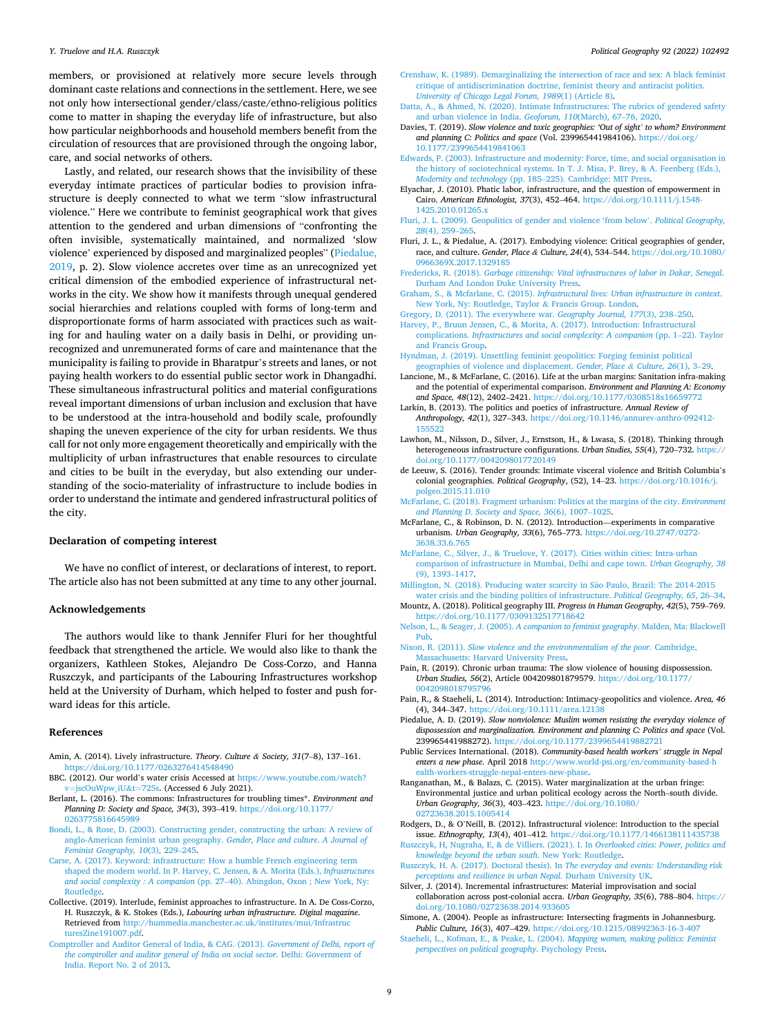members, or provisioned at relatively more secure levels through dominant caste relations and connections in the settlement. Here, we see not only how intersectional gender/class/caste/ethno-religious politics come to matter in shaping the everyday life of infrastructure, but also how particular neighborhoods and household members benefit from the circulation of resources that are provisioned through the ongoing labor, care, and social networks of others.

Lastly, and related, our research shows that the invisibility of these everyday intimate practices of particular bodies to provision infrastructure is deeply connected to what we term "slow infrastructural violence." Here we contribute to feminist geographical work that gives attention to the gendered and urban dimensions of "confronting the often invisible, systematically maintained, and normalized 'slow violence' experienced by disposed and marginalized peoples" (Piedalue, 2019, p. 2). Slow violence accretes over time as an unrecognized yet critical dimension of the embodied experience of infrastructural networks in the city. We show how it manifests through unequal gendered social hierarchies and relations coupled with forms of long-term and disproportionate forms of harm associated with practices such as waiting for and hauling water on a daily basis in Delhi, or providing unrecognized and unremunerated forms of care and maintenance that the municipality is failing to provide in Bharatpur's streets and lanes, or not paying health workers to do essential public sector work in Dhangadhi. These simultaneous infrastructural politics and material configurations reveal important dimensions of urban inclusion and exclusion that have to be understood at the intra-household and bodily scale, profoundly shaping the uneven experience of the city for urban residents. We thus call for not only more engagement theoretically and empirically with the multiplicity of urban infrastructures that enable resources to circulate and cities to be built in the everyday, but also extending our understanding of the socio-materiality of infrastructure to include bodies in order to understand the intimate and gendered infrastructural politics of the city.

## Declaration of competing interest

We have no conflict of interest, or declarations of interest, to report. The article also has not been submitted at any time to any other journal.

## Acknowledgements

The authors would like to thank Jennifer Fluri for her thoughtful feedback that strengthened the article. We would also like to thank the organizers, Kathleen Stokes, Alejandro De Coss-Corzo, and Hanna Ruszczyk, and participants of the Labouring Infrastructures workshop held at the University of Durham, which helped to foster and push forward ideas for this article.

## References

Amin, A. (2014). Lively infrastructure. *Theory. Culture & Society, 31*(7–8), 137–161. https://doi.org/10.1177/0263276414548490

BBC. (2012). Our world's water crisis Accessed at https://www.youtube.com/watch?v=jscOuWpw_iU&t=725s. (Accessed 6 July 2021).

Berlant, L. (2016). The commons: Infrastructures for troubling times*. *Environment and Planning D: Society and Space, 34*(3), 393–419. https://doi.org/10.1177/0263775816645989

Bondi, L., & Rose, D. (2003). Constructing gender, constructing the urban: A review of anglo-American feminist urban geography. *Gender, Place and culture. A Journal of Feminist Geography, 10*(3), 229–245.

Carse, A. (2017). Keyword: infrastructure: How a humble French engineering term shaped the modern world. In P. Harvey, C. Jensen, & A. Morita (Eds.), *Infrastructures and social complexity : A companion* (pp. 27–40). Abingdon, Oxon ; New York, Ny: Routledge.

Collective. (2019). Interlude, feminist approaches to infrastructure. In A. De Coss-Corzo, H. Ruszczyk, & K. Stokes (Eds.), *Labouring urban infrastructure. Digital magazine*. Retrieved from http://hummedia.manchester.ac.uk/institutes/mui/InfrastructuresZine191007.pdf.

Comptroller and Auditor General of India, & CAG. (2013). *Government of Delhi, report of the comptroller and auditor general of India on social sector*. Delhi: Government of India. Report No. 2 of 2013.

Crenshaw, K. (1989). Demarginalizing the intersection of race and sex: A black feminist critique of antidiscrimination doctrine, feminist theory and antiracist politics. *University of Chicago Legal Forum, 1989*(1) (Article 8).

Datta, A., & Ahmed, N. (2020). Intimate Infrastructures: The rubrics of gendered safety and urban violence in India. *Geoforum, 110*(March), 67–76, 2020.

Davies, T. (2019). *Slow violence and toxic geographies: 'Out of sight' to whom? Environment and planning C: Politics and space* (Vol. 239965441984106). https://doi.org/10.1177/2399654419841063

Edwards, P. (2003). Infrastructure and modernity: Force, time, and social organisation in the history of sociotechnical systems. In T. J. Misa, P. Brey, & A. Feenberg (Eds.), *Modernity and technology* (pp. 185–225). Cambridge: MIT Press.

Elyachar, J. (2010). Phatic labor, infrastructure, and the question of empowerment in Cairo. *American Ethnologist, 37*(3), 452–464. https://doi.org/10.1111/j.1548-1425.2010.01265.x

Fluri, J. L. (2009). Geopolitics of gender and violence 'from below'. *Political Geography, 28*(4), 259–265.

Fluri, J. L., & Piedalue, A. (2017). Embodying violence: Critical geographies of gender, race, and culture. *Gender, Place & Culture, 24*(4), 534–544. https://doi.org/10.1080/0966369X.2017.1329185

Fredericks, R. (2018). *Garbage citizenship: Vital infrastructures of labor in Dakar, Senegal*. Durham And London Duke University Press.

Graham, S., & Mcfarlane, C. (2015). *Infrastructural lives: Urban infrastructure in context*. New York, Ny: Routledge, Taylor & Francis Group. London.

Gregory, D. (2011). The everywhere war. *Geography Journal, 177*(3), 238–250.

Harvey, P., Bruun Jensen, C., & Morita, A. (2017). Introduction: Infrastructural complications. *Infrastructures and social complexity: A companion* (pp. 1–22). Taylor and Francis Group.

Hyndman, J. (2019). Unsettling feminist geopolitics: Forging feminist political geographies of violence and displacement. *Gender, Place & Culture, 26*(1), 3–29.

Lancione, M., & McFarlane, C. (2016). Life at the urban margins: Sanitation infra-making and the potential of experimental comparison. *Environment and Planning A: Economy and Space, 48*(12), 2402–2421. https://doi.org/10.1177/0308518x16659772

Larkin, B. (2013). The politics and poetics of infrastructure. *Annual Review of Anthropology, 42*(1), 327–343. https://doi.org/10.1146/annurev-anthro-092412-155522

Lawhon, M., Nilsson, D., Silver, J., Ernstson, H., & Lwasa, S. (2018). Thinking through heterogeneous infrastructure configurations. *Urban Studies, 55*(4), 720–732. https://doi.org/10.1177/0042098017720149

de Leeuw, S. (2016). Tender grounds: Intimate visceral violence and British Columbia's colonial geographies. *Political Geography*, (52), 14–23. https://doi.org/10.1016/j.polgeo.2015.11.010

McFarlane, C. (2018). Fragment urbanism: Politics at the margins of the city. *Environment and Planning D. Society and Space, 36*(6), 1007–1025.

McFarlane, C., & Robinson, D. N. (2012). Introduction—experiments in comparative urbanism. *Urban Geography, 33*(6), 765–773. https://doi.org/10.2747/0272-3638.33.6.765

McFarlane, C., Silver, J., & Truelove, Y. (2017). Cities within cities: Intra-urban comparison of infrastructure in Mumbai, Delhi and cape town. *Urban Geography, 38*(9), 1393–1417.

Millington, N. (2018). Producing water scarcity in São Paulo, Brazil: The 2014-2015 water crisis and the binding politics of infrastructure. *Political Geography, 65*, 26–34.

Mountz, A. (2018). Political geography III. *Progress in Human Geography, 42*(5), 759–769. https://doi.org/10.1177/0309132517718642

Nelson, L., & Seager, J. (2005). *A companion to feminist geography*. Malden, Ma: Blackwell Pub.

Nixon, R. (2011). *Slow violence and the environmentalism of the poor*. Cambridge, Massachusetts: Harvard University Press.

Pain, R. (2019). Chronic urban trauma: The slow violence of housing dispossession. *Urban Studies, 56*(2), Article 004209801879579. https://doi.org/10.1177/0042098018795796

Pain, R., & Staeheli, L. (2014). Introduction: Intimacy-geopolitics and violence. *Area, 46*(4), 344–347. https://doi.org/10.1111/area.12138

Piedalue, A. D. (2019). *Slow nonviolence: Muslim women resisting the everyday violence of dispossession and marginalization. Environment and planning C: Politics and space* (Vol. 239965441988272). https://doi.org/10.1177/2399654419882721

Public Services International. (2018). *Community-based health workers' struggle in Nepal enters a new phase*. April 2018 http://www.world-psi.org/en/community-based-health-workers-struggle-nepal-enters-new-phase.

Ranganathan, M., & Balazs, C. (2015). Water marginalization at the urban fringe: Environmental justice and urban political ecology across the North–south divide. *Urban Geography, 36*(3), 403–423. https://doi.org/10.1080/02723638.2015.1005414

Rodgers, D., & O'Neill, B. (2012). Infrastructural violence: Introduction to the special issue. *Ethnography, 13*(4), 401–412. https://doi.org/10.1177/1466138111435738

Ruszczyk, H, Nugraha, E, & de Villiers. (2021). I. In *Overlooked cities: Power, politics and knowledge beyond the urban south*. New York: Routledge.

Ruszczyk, H. A. (2017). Doctoral thesis). In *The everyday and events: Understanding risk perceptions and resilience in urban Nepal*. Durham University UK.

Silver, J. (2014). Incremental infrastructures: Material improvisation and social collaboration across post-colonial accra. *Urban Geography, 35*(6), 788–804. https://doi.org/10.1080/02723638.2014.933605

Simone, A. (2004). People as infrastructure: Intersecting fragments in Johannesburg. *Public Culture, 16*(3), 407–429. https://doi.org/10.1215/08992363-16-3-407

Staeheli, L., Kofman, E., & Peake, L. (2004). *Mapping women, making politics: Feminist perspectives on political geography*. Psychology Press.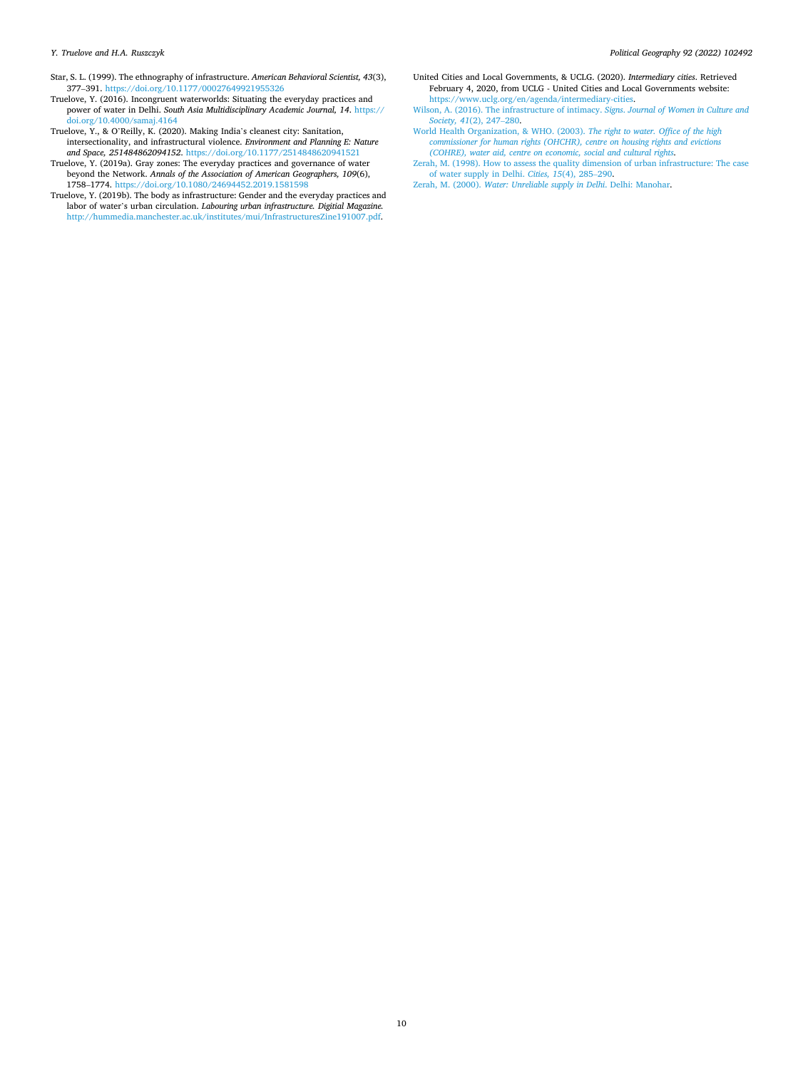Star, S. L. (1999). The ethnography of infrastructure. *American Behavioral Scientist, 43*(3), 377–391. https://doi.org/10.1177/00027649921955326

Truelove, Y. (2016). Incongruent waterworlds: Situating the everyday practices and power of water in Delhi. *South Asia Multidisciplinary Academic Journal, 14*. https://doi.org/10.4000/samaj.4164

Truelove, Y., & O'Reilly, K. (2020). Making India's cleanest city: Sanitation, intersectionality, and infrastructural violence. *Environment and Planning E: Nature and Space, 251484862094152*. https://doi.org/10.1177/2514848620941521

Truelove, Y. (2019a). Gray zones: The everyday practices and governance of water beyond the Network. *Annals of the Association of American Geographers, 109*(6), 1758–1774. https://doi.org/10.1080/24694452.2019.1581598

Truelove, Y. (2019b). The body as infrastructure: Gender and the everyday practices and labor of water's urban circulation. *Labouring urban infrastructure. Digitial Magazine*. http://hummedia.manchester.ac.uk/institutes/mui/InfrastructuresZine191007.pdf.

United Cities and Local Governments, & UCLG. (2020). *Intermediary cities*. Retrieved February 4, 2020, from UCLG - United Cities and Local Governments website: https://www.uclg.org/en/agenda/intermediary-cities.

Wilson, A. (2016). The infrastructure of intimacy. *Signs. Journal of Women in Culture and Society, 41*(2), 247–280.

World Health Organization, & WHO. (2003). *The right to water. Office of the high commissioner for human rights (OHCHR), centre on housing rights and evictions (COHRE), water aid, centre on economic, social and cultural rights*.

Zerah, M. (1998). How to assess the quality dimension of urban infrastructure: The case of water supply in Delhi. *Cities, 15*(4), 285–290.

Zerah, M. (2000). *Water: Unreliable supply in Delhi*. Delhi: Manohar.